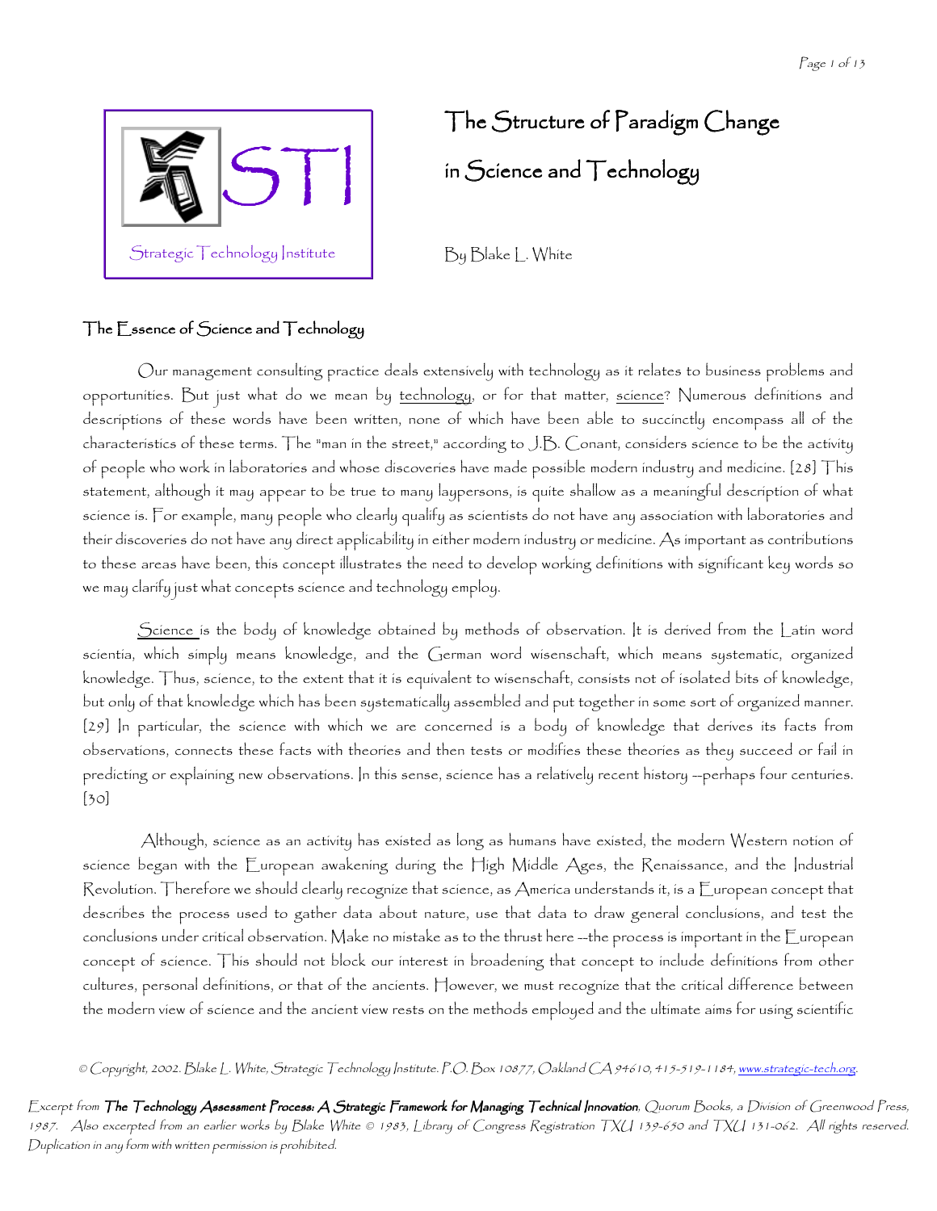STI

Strategic Technology Institute

# The Structure of Paradigm Change in Science and Technology

By Blake L. White

## The Essence of Science and Technology

Our management consulting practice deals extensively with technology as it relates to business problems and opportunities. But just what do we mean by technology, or for that matter, science? Numerous definitions and descriptions of these words have been written, none of which have been able to succinctly encompass all of the characteristics of these terms. The "man in the street," according to J.B. Conant, considers science to be the activity of people who work in laboratories and whose discoveries have made possible modern industry and medicine. [28] This statement, although it may appear to be true to many laypersons, is quite shallow as a meaningful description of what science is. For example, many people who clearly qualify as scientists do not have any association with laboratories and their discoveries do not have any direct applicability in either modern industry or medicine. As important as contributions to these areas have been, this concept illustrates the need to develop working definitions with significant key words so we may clarify just what concepts science and technology employ.

Science is the body of knowledge obtained by methods of observation. It is derived from the Latin word scientia, which simply means knowledge, and the German word wisenschaft, which means systematic, organized knowledge. Thus, science, to the extent that it is equivalent to wisenschaft, consists not of isolated bits of knowledge, but only of that knowledge which has been systematically assembled and put together in some sort of organized manner. [29] In particular, the science with which we are concerned is a body of knowledge that derives its facts from observations, connects these facts with theories and then tests or modifies these theories as they succeed or fail in predicting or explaining new observations. In this sense, science has a relatively recent history --perhaps four centuries. [30]

Although, science as an activity has existed as long as humans have existed, the modern Western notion of science began with the European awakening during the High Middle Ages, the Renaissance, and the Industrial Revolution. Therefore we should clearly recognize that science, as America understands it, is a European concept that describes the process used to gather data about nature, use that data to draw general conclusions, and test the conclusions under critical observation. Make no mistake as to the thrust here --the process is important in the European concept of science. This should not block our interest in broadening that concept to include definitions from other cultures, personal definitions, or that of the ancients. However, we must recognize that the critical difference between the modern view of science and the ancient view rests on the methods employed and the ultimate aims for using scientific

*© Copyright, 2002. Blake L. White, Strategic Technology Institute. P.O. Box 10877, Oakland CA 94610, 415-519-1184, www.strategic-tech.org.*

*Excerpt from **The Technology Assessment Process: A Strategic Framework for Managing Technical Innovation**, Quorum Books, a Division of Greenwood Press, 1987. Also excerpted from an earlier works by Blake White © 1983, Library of Congress Registration TXU 139-650 and TXU 131-062. All rights reserved. Duplication in any form with written permission is prohibited.*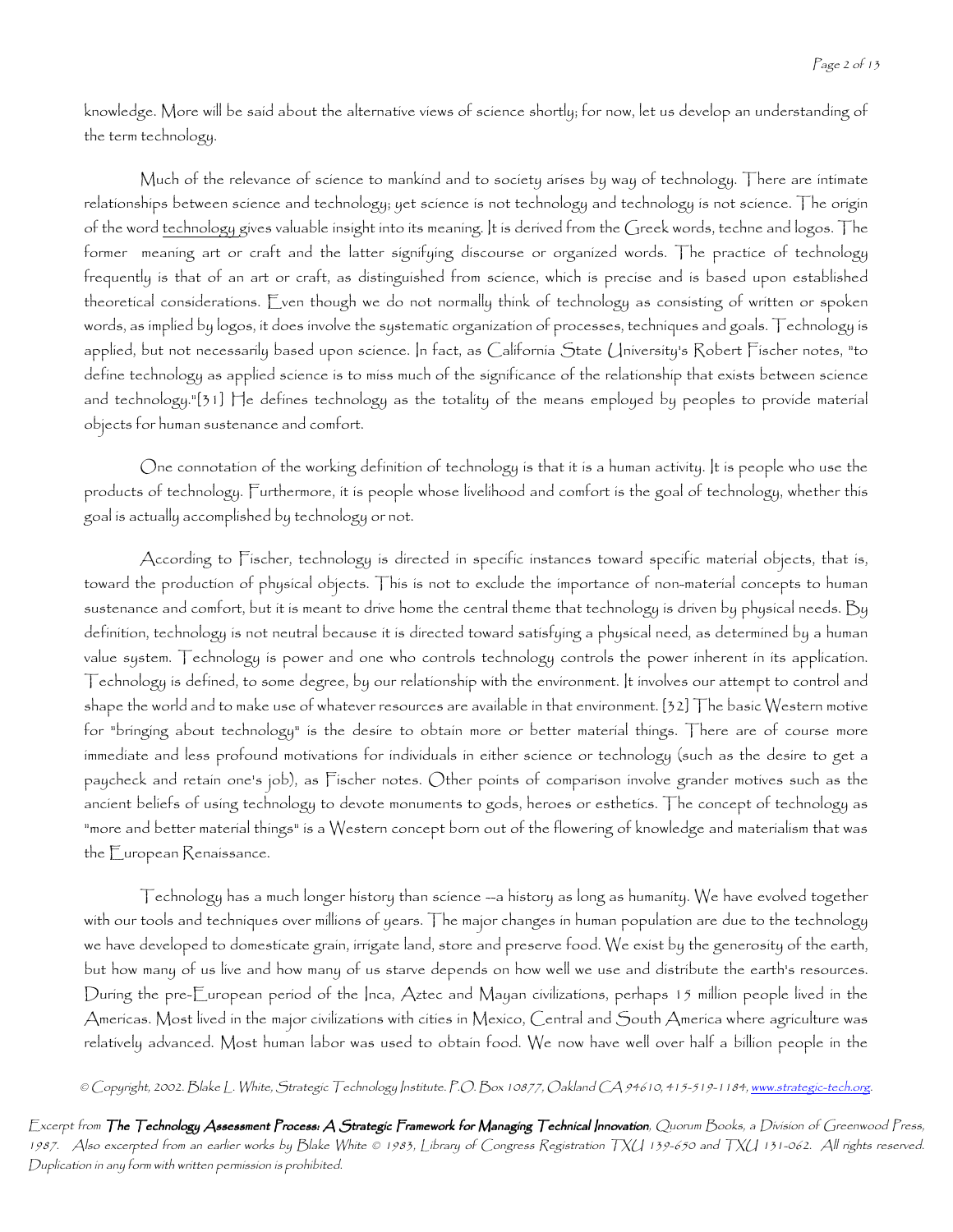knowledge. More will be said about the alternative views of science shortly; for now, let us develop an understanding of the term technology.

Much of the relevance of science to mankind and to society arises by way of technology. There are intimate relationships between science and technology; yet science is not technology and technology is not science. The origin of the word technology gives valuable insight into its meaning. It is derived from the Greek words, techne and logos. The former meaning art or craft and the latter signifying discourse or organized words. The practice of technology frequently is that of an art or craft, as distinguished from science, which is precise and is based upon established theoretical considerations. Even though we do not normally think of technology as consisting of written or spoken words, as implied by logos, it does involve the systematic organization of processes, techniques and goals. Technology is applied, but not necessarily based upon science. In fact, as California State University's Robert Fischer notes, "to define technology as applied science is to miss much of the significance of the relationship that exists between science and technology."[31] He defines technology as the totality of the means employed by peoples to provide material objects for human sustenance and comfort.

One connotation of the working definition of technology is that it is a human activity. It is people who use the products of technology. Furthermore, it is people whose livelihood and comfort is the goal of technology, whether this goal is actually accomplished by technology or not.

According to Fischer, technology is directed in specific instances toward specific material objects, that is, toward the production of physical objects. This is not to exclude the importance of non-material concepts to human sustenance and comfort, but it is meant to drive home the central theme that technology is driven by physical needs. By definition, technology is not neutral because it is directed toward satisfying a physical need, as determined by a human value system. Technology is power and one who controls technology controls the power inherent in its application. Technology is defined, to some degree, by our relationship with the environment. It involves our attempt to control and shape the world and to make use of whatever resources are available in that environment. [32] The basic Western motive for "bringing about technology" is the desire to obtain more or better material things. There are of course more immediate and less profound motivations for individuals in either science or technology (such as the desire to get a paycheck and retain one's job), as Fischer notes. Other points of comparison involve grander motives such as the ancient beliefs of using technology to devote monuments to gods, heroes or esthetics. The concept of technology as "more and better material things" is a Western concept born out of the flowering of knowledge and materialism that was the European Renaissance.

Technology has a much longer history than science --a history as long as humanity. We have evolved together with our tools and techniques over millions of years. The major changes in human population are due to the technology we have developed to domesticate grain, irrigate land, store and preserve food. We exist by the generosity of the earth, but how many of us live and how many of us starve depends on how well we use and distribute the earth's resources. During the pre-European period of the Inca, Aztec and Mayan civilizations, perhaps 15 million people lived in the Americas. Most lived in the major civilizations with cities in Mexico, Central and South America where agriculture was relatively advanced. Most human labor was used to obtain food. We now have well over half a billion people in the

*© Copyright, 2002. Blake L. White, Strategic Technology Institute. P.O. Box 10877, Oakland CA 94610, 415-519-1184, www.strategic-tech.org.*

*Excerpt from* ***The Technology Assessment Process: A Strategic Framework for Managing Technical Innovation****, Quorum Books, a Division of Greenwood Press, 1987. Also excerpted from an earlier works by Blake White © 1983, Library of Congress Registration TXU 139-650 and TXU 131-062. All rights reserved. Duplication in any form with written permission is prohibited.*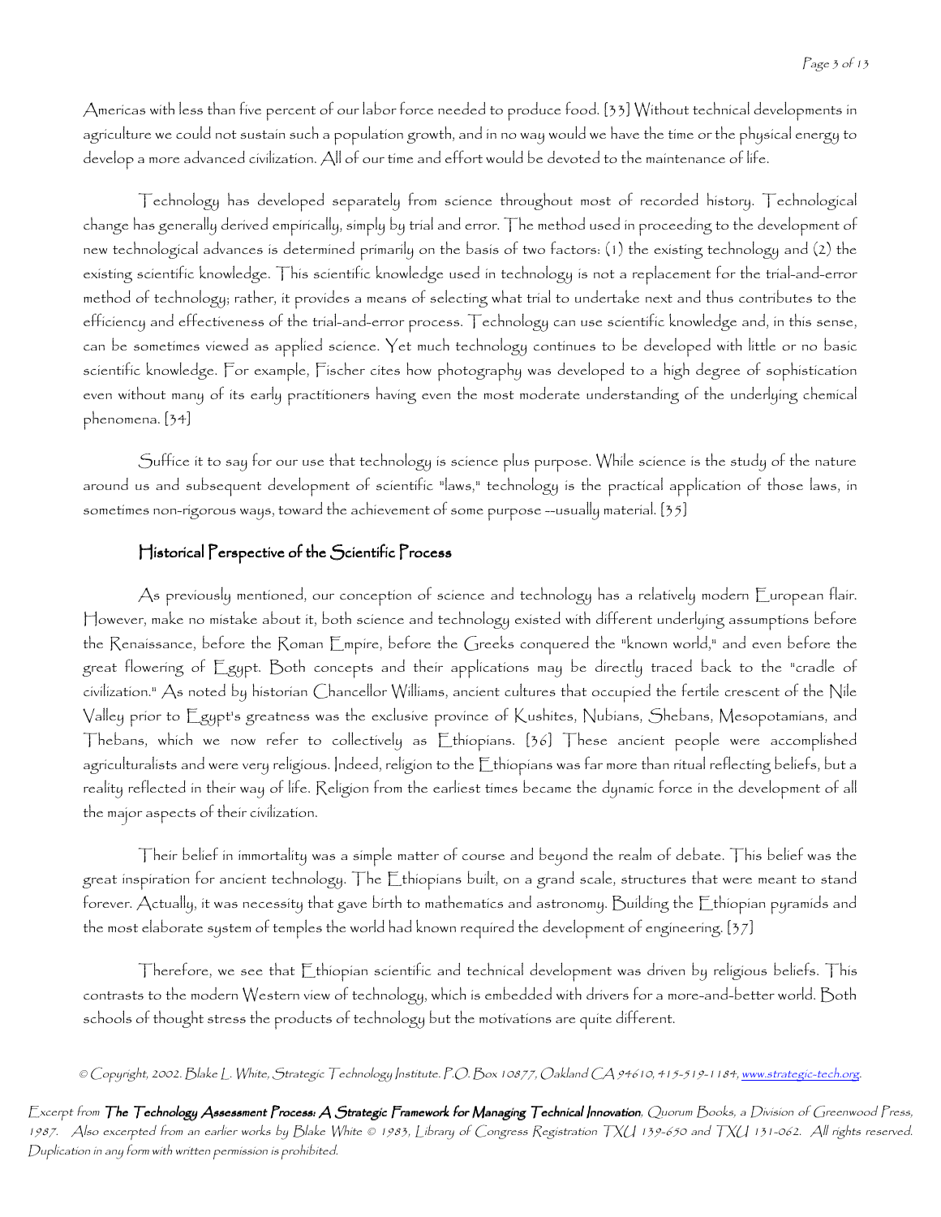Americas with less than five percent of our labor force needed to produce food. [33] Without technical developments in agriculture we could not sustain such a population growth, and in no way would we have the time or the physical energy to develop a more advanced civilization. All of our time and effort would be devoted to the maintenance of life.

Technology has developed separately from science throughout most of recorded history. Technological change has generally derived empirically, simply by trial and error. The method used in proceeding to the development of new technological advances is determined primarily on the basis of two factors: (1) the existing technology and (2) the existing scientific knowledge. This scientific knowledge used in technology is not a replacement for the trial-and-error method of technology; rather, it provides a means of selecting what trial to undertake next and thus contributes to the efficiency and effectiveness of the trial-and-error process. Technology can use scientific knowledge and, in this sense, can be sometimes viewed as applied science. Yet much technology continues to be developed with little or no basic scientific knowledge. For example, Fischer cites how photography was developed to a high degree of sophistication even without many of its early practitioners having even the most moderate understanding of the underlying chemical phenomena. [34]

Suffice it to say for our use that technology is science plus purpose. While science is the study of the nature around us and subsequent development of scientific "laws," technology is the practical application of those laws, in sometimes non-rigorous ways, toward the achievement of some purpose --usually material. [35]

### Historical Perspective of the Scientific Process

As previously mentioned, our conception of science and technology has a relatively modern European flair. However, make no mistake about it, both science and technology existed with different underlying assumptions before the Renaissance, before the Roman Empire, before the Greeks conquered the "known world," and even before the great flowering of Egypt. Both concepts and their applications may be directly traced back to the "cradle of civilization." As noted by historian Chancellor Williams, ancient cultures that occupied the fertile crescent of the Nile Valley prior to Egypt's greatness was the exclusive province of Kushites, Nubians, Shebans, Mesopotamians, and Thebans, which we now refer to collectively as Ethiopians. [36] These ancient people were accomplished agriculturalists and were very religious. Indeed, religion to the Ethiopians was far more than ritual reflecting beliefs, but a reality reflected in their way of life. Religion from the earliest times became the dynamic force in the development of all the major aspects of their civilization.

Their belief in immortality was a simple matter of course and beyond the realm of debate. This belief was the great inspiration for ancient technology. The Ethiopians built, on a grand scale, structures that were meant to stand forever. Actually, it was necessity that gave birth to mathematics and astronomy. Building the Ethiopian pyramids and the most elaborate system of temples the world had known required the development of engineering. [37]

Therefore, we see that Ethiopian scientific and technical development was driven by religious beliefs. This contrasts to the modern Western view of technology, which is embedded with drivers for a more-and-better world. Both schools of thought stress the products of technology but the motivations are quite different.

*© Copyright, 2002. Blake L. White, Strategic Technology Institute. P.O. Box 10877, Oakland CA 94610, 415-519-1184, www.strategic-tech.org.*

*Excerpt from* ***The Technology Assessment Process: A Strategic Framework for Managing Technical Innovation****, Quorum Books, a Division of Greenwood Press, 1987. Also excerpted from an earlier works by Blake White © 1983, Library of Congress Registration TXU 139-650 and TXU 131-062. All rights reserved. Duplication in any form with written permission is prohibited.*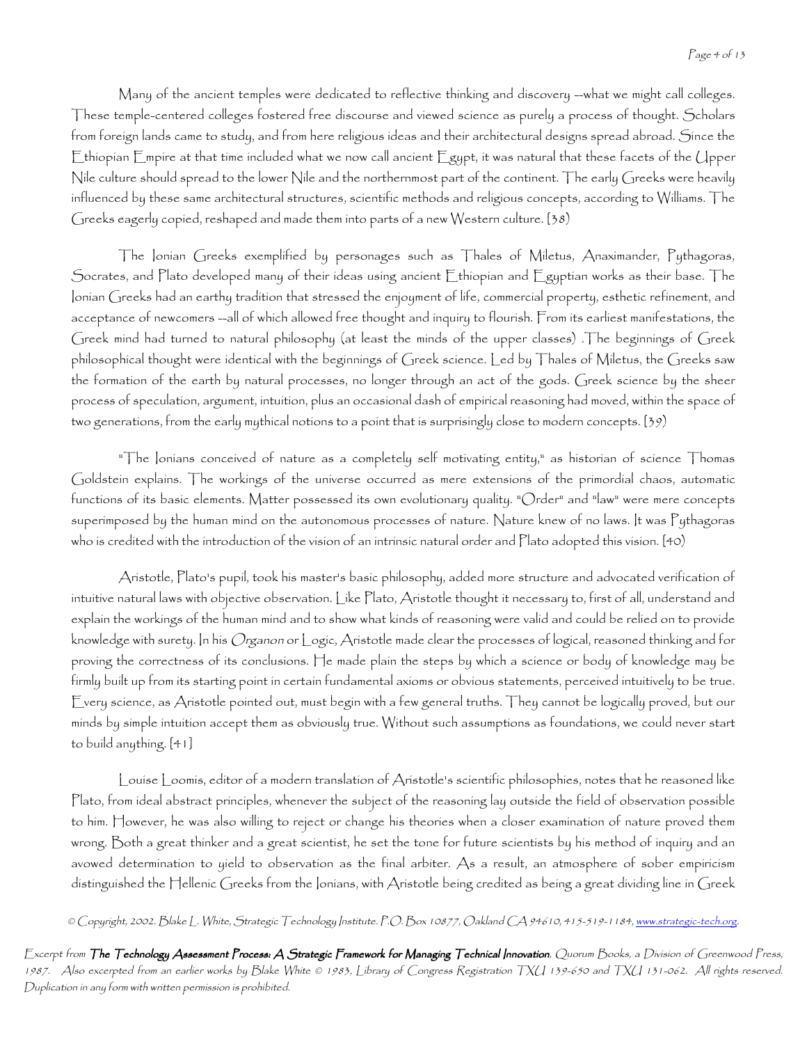Many of the ancient temples were dedicated to reflective thinking and discovery --what we might call colleges. These temple-centered colleges fostered free discourse and viewed science as purely a process of thought. Scholars from foreign lands came to study, and from here religious ideas and their architectural designs spread abroad. Since the Ethiopian Empire at that time included what we now call ancient Egypt, it was natural that these facets of the Upper Nile culture should spread to the lower Nile and the northernmost part of the continent. The early Greeks were heavily influenced by these same architectural structures, scientific methods and religious concepts, according to Williams. The Greeks eagerly copied, reshaped and made them into parts of a new Western culture. [38)

The Ionian Greeks exemplified by personages such as Thales of Miletus, Anaximander, Pythagoras, Socrates, and Plato developed many of their ideas using ancient Ethiopian and Egyptian works as their base. The Ionian Greeks had an earthy tradition that stressed the enjoyment of life, commercial property, esthetic refinement, and acceptance of newcomers --all of which allowed free thought and inquiry to flourish. From its earliest manifestations, the Greek mind had turned to natural philosophy (at least the minds of the upper classes) .The beginnings of Greek philosophical thought were identical with the beginnings of Greek science. Led by Thales of Miletus, the Greeks saw the formation of the earth by natural processes, no longer through an act of the gods. Greek science by the sheer process of speculation, argument, intuition, plus an occasional dash of empirical reasoning had moved, within the space of two generations, from the early mythical notions to a point that is surprisingly close to modern concepts. [39)

"The Ionians conceived of nature as a completely self motivating entity," as historian of science Thomas Goldstein explains. The workings of the universe occurred as mere extensions of the primordial chaos, automatic functions of its basic elements. Matter possessed its own evolutionary quality. "Order" and "law" were mere concepts superimposed by the human mind on the autonomous processes of nature. Nature knew of no laws. It was Pythagoras who is credited with the introduction of the vision of an intrinsic natural order and Plato adopted this vision. [40)

Aristotle, Plato's pupil, took his master's basic philosophy, added more structure and advocated verification of intuitive natural laws with objective observation. Like Plato, Aristotle thought it necessary to, first of all, understand and explain the workings of the human mind and to show what kinds of reasoning were valid and could be relied on to provide knowledge with surety. In his *Organon* or Logic, Aristotle made clear the processes of logical, reasoned thinking and for proving the correctness of its conclusions. He made plain the steps by which a science or body of knowledge may be firmly built up from its starting point in certain fundamental axioms or obvious statements, perceived intuitively to be true. Every science, as Aristotle pointed out, must begin with a few general truths. They cannot be logically proved, but our minds by simple intuition accept them as obviously true. Without such assumptions as foundations, we could never start to build anything. [41]

Louise Loomis, editor of a modern translation of Aristotle's scientific philosophies, notes that he reasoned like Plato, from ideal abstract principles, whenever the subject of the reasoning lay outside the field of observation possible to him. However, he was also willing to reject or change his theories when a closer examination of nature proved them wrong. Both a great thinker and a great scientist, he set the tone for future scientists by his method of inquiry and an avowed determination to yield to observation as the final arbiter. As a result, an atmosphere of sober empiricism distinguished the Hellenic Greeks from the Ionians, with Aristotle being credited as being a great dividing line in Greek

© Copyright, 2002. Blake L. White, Strategic Technology Institute. P.O. Box 10877, Oakland CA 94610, 415-519-1184, www.strategic-tech.org.

Excerpt from **The Technology Assessment Process: A Strategic Framework for Managing Technical Innovation**, Quorum Books, a Division of Greenwood Press, 1987. Also excerpted from an earlier works by Blake White © 1983, Library of Congress Registration TXU 139-650 and TXU 131-062. All rights reserved. Duplication in any form with written permission is prohibited.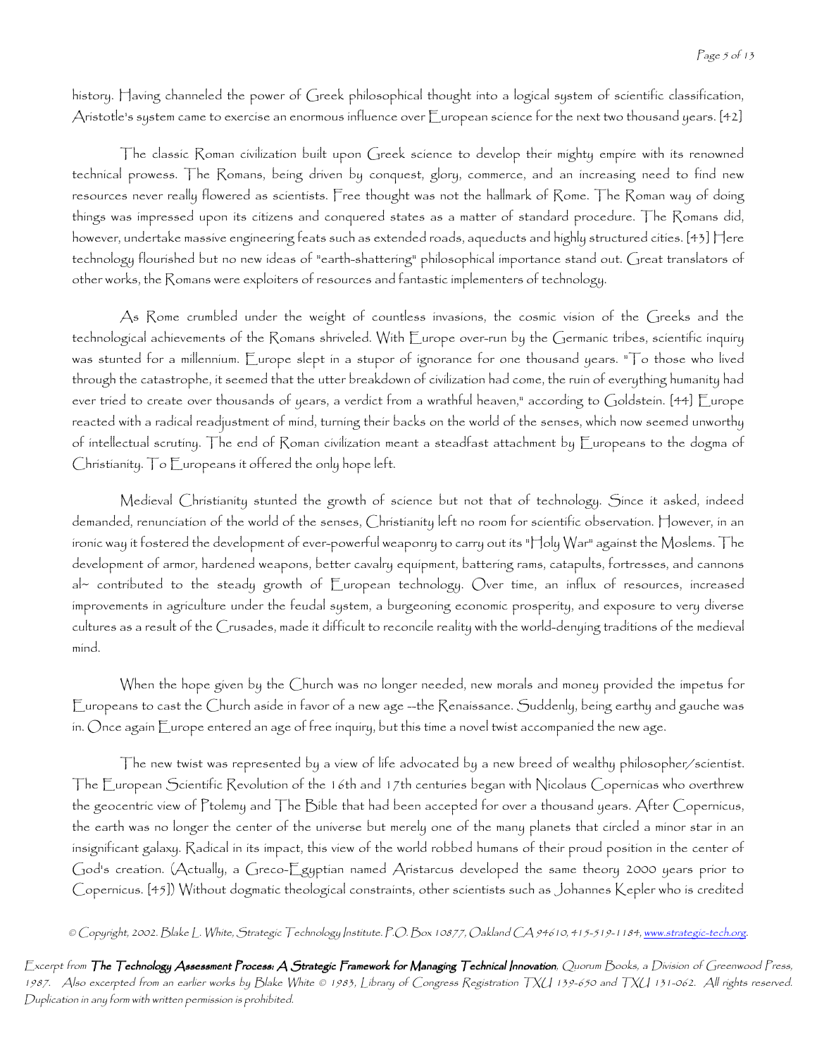history. Having channeled the power of Greek philosophical thought into a logical system of scientific classification, Aristotle's system came to exercise an enormous influence over European science for the next two thousand years. [42]

The classic Roman civilization built upon Greek science to develop their mighty empire with its renowned technical prowess. The Romans, being driven by conquest, glory, commerce, and an increasing need to find new resources never really flowered as scientists. Free thought was not the hallmark of Rome. The Roman way of doing things was impressed upon its citizens and conquered states as a matter of standard procedure. The Romans did, however, undertake massive engineering feats such as extended roads, aqueducts and highly structured cities. [43] Here technology flourished but no new ideas of "earth-shattering" philosophical importance stand out. Great translators of other works, the Romans were exploiters of resources and fantastic implementers of technology.

As Rome crumbled under the weight of countless invasions, the cosmic vision of the Greeks and the technological achievements of the Romans shriveled. With Europe over-run by the Germanic tribes, scientific inquiry was stunted for a millennium. Europe slept in a stupor of ignorance for one thousand years. "To those who lived through the catastrophe, it seemed that the utter breakdown of civilization had come, the ruin of everything humanity had ever tried to create over thousands of years, a verdict from a wrathful heaven," according to Goldstein. [44] Europe reacted with a radical readjustment of mind, turning their backs on the world of the senses, which now seemed unworthy of intellectual scrutiny. The end of Roman civilization meant a steadfast attachment by Europeans to the dogma of Christianity. To Europeans it offered the only hope left.

Medieval Christianity stunted the growth of science but not that of technology. Since it asked, indeed demanded, renunciation of the world of the senses, Christianity left no room for scientific observation. However, in an ironic way it fostered the development of ever-powerful weaponry to carry out its "Holy War" against the Moslems. The development of armor, hardened weapons, better cavalry equipment, battering rams, catapults, fortresses, and cannons al~ contributed to the steady growth of European technology. Over time, an influx of resources, increased improvements in agriculture under the feudal system, a burgeoning economic prosperity, and exposure to very diverse cultures as a result of the Crusades, made it difficult to reconcile reality with the world-denying traditions of the medieval mind.

When the hope given by the Church was no longer needed, new morals and money provided the impetus for Europeans to cast the Church aside in favor of a new age --the Renaissance. Suddenly, being earthy and gauche was in. Once again Europe entered an age of free inquiry, but this time a novel twist accompanied the new age.

The new twist was represented by a view of life advocated by a new breed of wealthy philosopher/scientist. The European Scientific Revolution of the 16th and 17th centuries began with Nicolaus Copernicas who overthrew the geocentric view of Ptolemy and The Bible that had been accepted for over a thousand years. After Copernicus, the earth was no longer the center of the universe but merely one of the many planets that circled a minor star in an insignificant galaxy. Radical in its impact, this view of the world robbed humans of their proud position in the center of God's creation. (Actually, a Greco-Egyptian named Aristarcus developed the same theory 2000 years prior to Copernicus. [45]) Without dogmatic theological constraints, other scientists such as Johannes Kepler who is credited

*© Copyright, 2002. Blake L. White, Strategic Technology Institute. P.O. Box 10877, Oakland CA 94610, 415-519-1184, www.strategic-tech.org.*

*Excerpt from **The Technology Assessment Process: A Strategic Framework for Managing Technical Innovation**, Quorum Books, a Division of Greenwood Press, 1987. Also excerpted from an earlier works by Blake White © 1983, Library of Congress Registration TXU 139-650 and TXU 131-062. All rights reserved. Duplication in any form with written permission is prohibited.*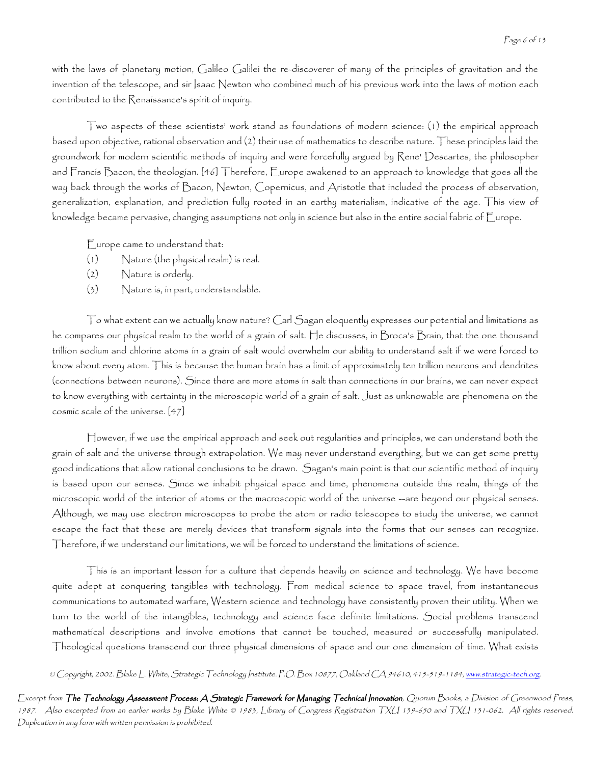with the laws of planetary motion, Galileo Galilei the re-discoverer of many of the principles of gravitation and the invention of the telescope, and sir Isaac Newton who combined much of his previous work into the laws of motion each contributed to the Renaissance's spirit of inquiry.

Two aspects of these scientists' work stand as foundations of modern science: (1) the empirical approach based upon objective, rational observation and (2) their use of mathematics to describe nature. These principles laid the groundwork for modern scientific methods of inquiry and were forcefully argued by Rene' Descartes, the philosopher and Francis Bacon, the theologian. [46] Therefore, Europe awakened to an approach to knowledge that goes all the way back through the works of Bacon, Newton, Copernicus, and Aristotle that included the process of observation, generalization, explanation, and prediction fully rooted in an earthy materialism, indicative of the age. This view of knowledge became pervasive, changing assumptions not only in science but also in the entire social fabric of Europe.

Europe came to understand that:

(1) Nature (the physical realm) is real.
(2) Nature is orderly.
(3) Nature is, in part, understandable.

To what extent can we actually know nature? Carl Sagan eloquently expresses our potential and limitations as he compares our physical realm to the world of a grain of salt. He discusses, in Broca's Brain, that the one thousand trillion sodium and chlorine atoms in a grain of salt would overwhelm our ability to understand salt if we were forced to know about every atom. This is because the human brain has a limit of approximately ten trillion neurons and dendrites (connections between neurons). Since there are more atoms in salt than connections in our brains, we can never expect to know everything with certainty in the microscopic world of a grain of salt. Just as unknowable are phenomena on the cosmic scale of the universe. [47]

However, if we use the empirical approach and seek out regularities and principles, we can understand both the grain of salt and the universe through extrapolation. We may never understand everything, but we can get some pretty good indications that allow rational conclusions to be drawn. Sagan's main point is that our scientific method of inquiry is based upon our senses. Since we inhabit physical space and time, phenomena outside this realm, things of the microscopic world of the interior of atoms or the macroscopic world of the universe --are beyond our physical senses. Although, we may use electron microscopes to probe the atom or radio telescopes to study the universe, we cannot escape the fact that these are merely devices that transform signals into the forms that our senses can recognize. Therefore, if we understand our limitations, we will be forced to understand the limitations of science.

This is an important lesson for a culture that depends heavily on science and technology. We have become quite adept at conquering tangibles with technology. From medical science to space travel, from instantaneous communications to automated warfare, Western science and technology have consistently proven their utility. When we turn to the world of the intangibles, technology and science face definite limitations. Social problems transcend mathematical descriptions and involve emotions that cannot be touched, measured or successfully manipulated. Theological questions transcend our three physical dimensions of space and our one dimension of time. What exists

© Copyright, 2002. Blake L. White, Strategic Technology Institute. P.O. Box 10877, Oakland CA 94610, 415-519-1184, www.strategic-tech.org.

*Excerpt from **The Technology Assessment Process: A Strategic Framework for Managing Technical Innovation**, Quorum Books, a Division of Greenwood Press, 1987. Also excerpted from an earlier works by Blake White © 1983, Library of Congress Registration TXU 139-650 and TXU 131-062. All rights reserved. Duplication in any form with written permission is prohibited.*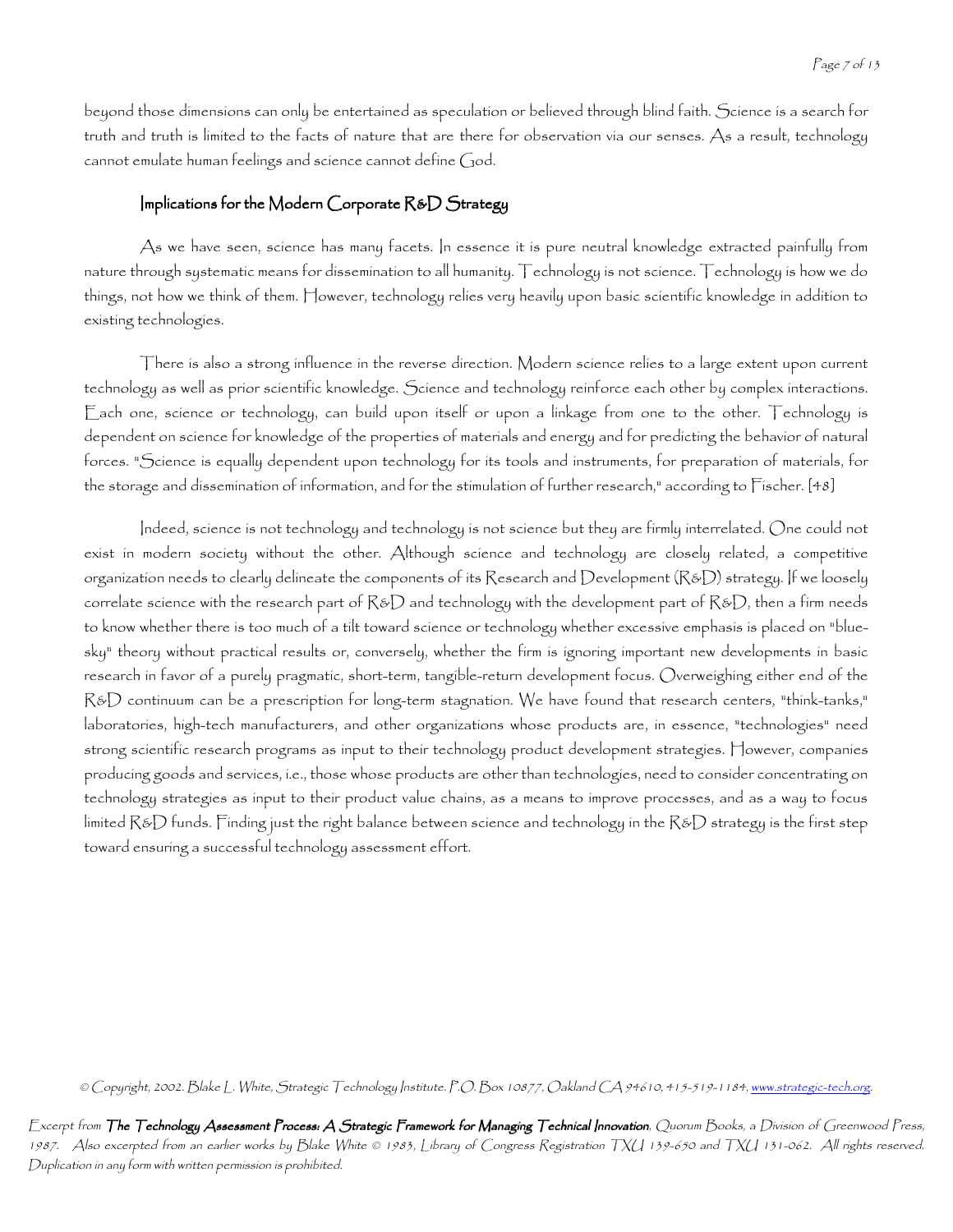beyond those dimensions can only be entertained as speculation or believed through blind faith. Science is a search for truth and truth is limited to the facts of nature that are there for observation via our senses. As a result, technology cannot emulate human feelings and science cannot define God.

### Implications for the Modern Corporate R&D Strategy

As we have seen, science has many facets. In essence it is pure neutral knowledge extracted painfully from nature through systematic means for dissemination to all humanity. Technology is not science. Technology is how we do things, not how we think of them. However, technology relies very heavily upon basic scientific knowledge in addition to existing technologies.

There is also a strong influence in the reverse direction. Modern science relies to a large extent upon current technology as well as prior scientific knowledge. Science and technology reinforce each other by complex interactions. Each one, science or technology, can build upon itself or upon a linkage from one to the other. Technology is dependent on science for knowledge of the properties of materials and energy and for predicting the behavior of natural forces. "Science is equally dependent upon technology for its tools and instruments, for preparation of materials, for the storage and dissemination of information, and for the stimulation of further research," according to Fischer. [48]

Indeed, science is not technology and technology is not science but they are firmly interrelated. One could not exist in modern society without the other. Although science and technology are closely related, a competitive organization needs to clearly delineate the components of its Research and Development (R&D) strategy. If we loosely correlate science with the research part of R&D and technology with the development part of R&D, then a firm needs to know whether there is too much of a tilt toward science or technology whether excessive emphasis is placed on "blue-sky" theory without practical results or, conversely, whether the firm is ignoring important new developments in basic research in favor of a purely pragmatic, short-term, tangible-return development focus. Overweighing either end of the R&D continuum can be a prescription for long-term stagnation. We have found that research centers, "think-tanks," laboratories, high-tech manufacturers, and other organizations whose products are, in essence, "technologies" need strong scientific research programs as input to their technology product development strategies. However, companies producing goods and services, i.e., those whose products are other than technologies, need to consider concentrating on technology strategies as input to their product value chains, as a means to improve processes, and as a way to focus limited R&D funds. Finding just the right balance between science and technology in the R&D strategy is the first step toward ensuring a successful technology assessment effort.

*© Copyright, 2002. Blake L. White, Strategic Technology Institute. P.O. Box 10877, Oakland CA 94610, 415-519-1184, www.strategic-tech.org.*

*Excerpt from **The Technology Assessment Process: A Strategic Framework for Managing Technical Innovation**, Quorum Books, a Division of Greenwood Press, 1987. Also excerpted from an earlier works by Blake White © 1983, Library of Congress Registration TXU 139-650 and TXU 131-062. All rights reserved. Duplication in any form with written permission is prohibited.*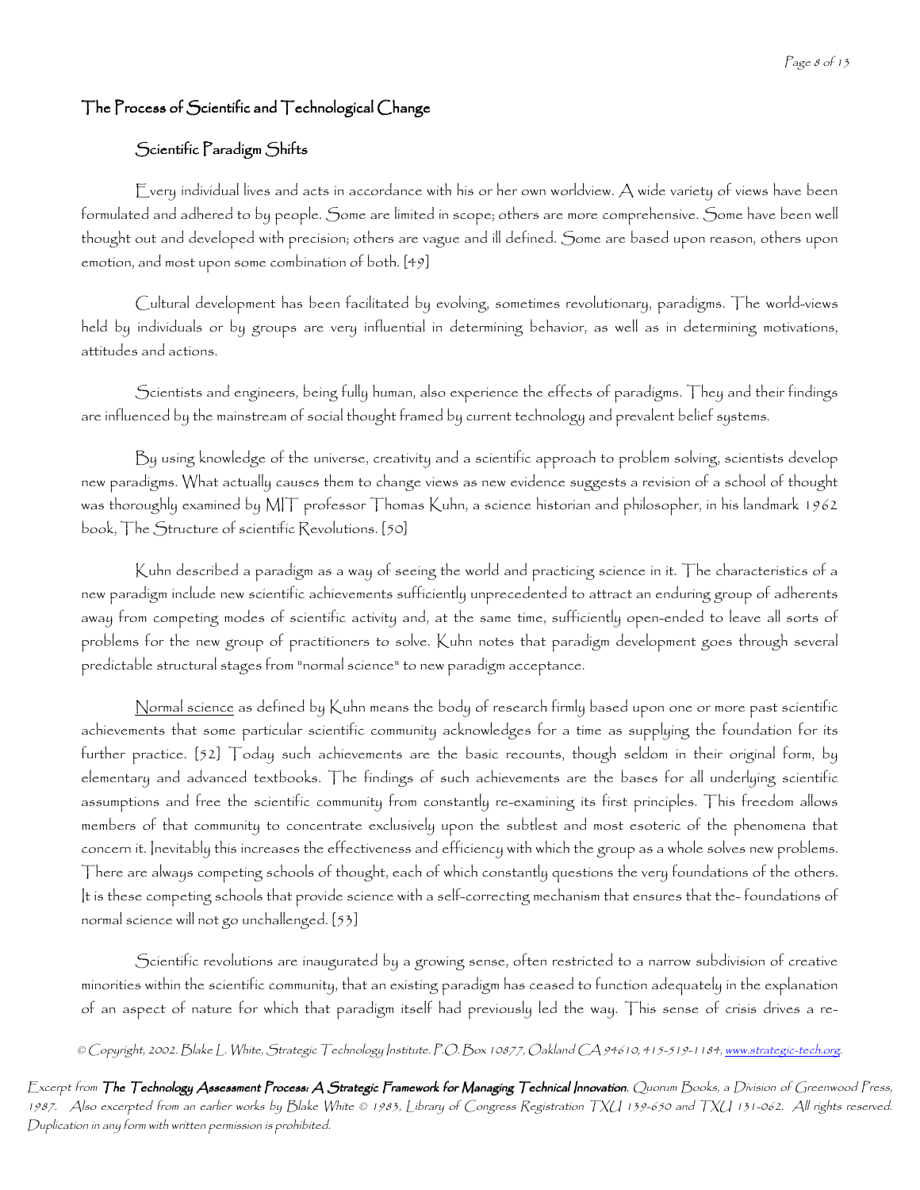## The Process of Scientific and Technological Change

### Scientific Paradigm Shifts

Every individual lives and acts in accordance with his or her own worldview. A wide variety of views have been formulated and adhered to by people. Some are limited in scope; others are more comprehensive. Some have been well thought out and developed with precision; others are vague and ill defined. Some are based upon reason, others upon emotion, and most upon some combination of both. [49]

Cultural development has been facilitated by evolving, sometimes revolutionary, paradigms. The world-views held by individuals or by groups are very influential in determining behavior, as well as in determining motivations, attitudes and actions.

Scientists and engineers, being fully human, also experience the effects of paradigms. They and their findings are influenced by the mainstream of social thought framed by current technology and prevalent belief systems.

By using knowledge of the universe, creativity and a scientific approach to problem solving, scientists develop new paradigms. What actually causes them to change views as new evidence suggests a revision of a school of thought was thoroughly examined by MIT professor Thomas Kuhn, a science historian and philosopher, in his landmark 1962 book, The Structure of scientific Revolutions. [50]

Kuhn described a paradigm as a way of seeing the world and practicing science in it. The characteristics of a new paradigm include new scientific achievements sufficiently unprecedented to attract an enduring group of adherents away from competing modes of scientific activity and, at the same time, sufficiently open-ended to leave all sorts of problems for the new group of practitioners to solve. Kuhn notes that paradigm development goes through several predictable structural stages from "normal science" to new paradigm acceptance.

Normal science as defined by Kuhn means the body of research firmly based upon one or more past scientific achievements that some particular scientific community acknowledges for a time as supplying the foundation for its further practice. [52] Today such achievements are the basic recounts, though seldom in their original form, by elementary and advanced textbooks. The findings of such achievements are the bases for all underlying scientific assumptions and free the scientific community from constantly re-examining its first principles. This freedom allows members of that community to concentrate exclusively upon the subtlest and most esoteric of the phenomena that concern it. Inevitably this increases the effectiveness and efficiency with which the group as a whole solves new problems. There are always competing schools of thought, each of which constantly questions the very foundations of the others. It is these competing schools that provide science with a self-correcting mechanism that ensures that the- foundations of normal science will not go unchallenged. [53]

Scientific revolutions are inaugurated by a growing sense, often restricted to a narrow subdivision of creative minorities within the scientific community, that an existing paradigm has ceased to function adequately in the explanation of an aspect of nature for which that paradigm itself had previously led the way. This sense of crisis drives a re-

© Copyright, 2002. Blake L. White, Strategic Technology Institute. P.O. Box 10877, Oakland CA 94610, 415-519-1184, www.strategic-tech.org.

Excerpt from **The Technology Assessment Process: A Strategic Framework for Managing Technical Innovation**, Quorum Books, a Division of Greenwood Press, 1987. Also excerpted from an earlier works by Blake White © 1983, Library of Congress Registration TXU 139-650 and TXU 131-062. All rights reserved. Duplication in any form with written permission is prohibited.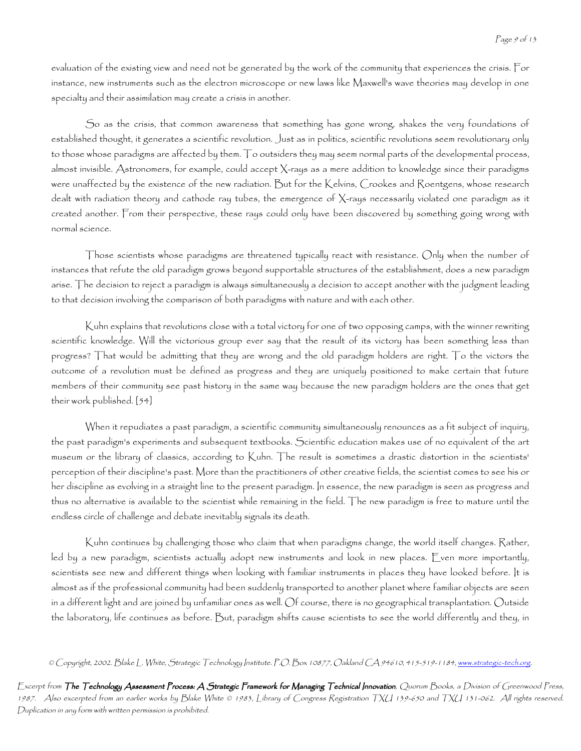evaluation of the existing view and need not be generated by the work of the community that experiences the crisis. For instance, new instruments such as the electron microscope or new laws like Maxwell's wave theories may develop in one specialty and their assimilation may create a crisis in another.

So as the crisis, that common awareness that something has gone wrong, shakes the very foundations of established thought, it generates a scientific revolution. Just as in politics, scientific revolutions seem revolutionary only to those whose paradigms are affected by them. To outsiders they may seem normal parts of the developmental process, almost invisible. Astronomers, for example, could accept X-rays as a mere addition to knowledge since their paradigms were unaffected by the existence of the new radiation. But for the Kelvins, Crookes and Roentgens, whose research dealt with radiation theory and cathode ray tubes, the emergence of X-rays necessarily violated one paradigm as it created another. From their perspective, these rays could only have been discovered by something going wrong with normal science.

Those scientists whose paradigms are threatened typically react with resistance. Only when the number of instances that refute the old paradigm grows beyond supportable structures of the establishment, does a new paradigm arise. The decision to reject a paradigm is always simultaneously a decision to accept another with the judgment leading to that decision involving the comparison of both paradigms with nature and with each other.

Kuhn explains that revolutions close with a total victory for one of two opposing camps, with the winner rewriting scientific knowledge. Will the victorious group ever say that the result of its victory has been something less than progress? That would be admitting that they are wrong and the old paradigm holders are right. To the victors the outcome of a revolution must be defined as progress and they are uniquely positioned to make certain that future members of their community see past history in the same way because the new paradigm holders are the ones that get their work published. [54]

When it repudiates a past paradigm, a scientific community simultaneously renounces as a fit subject of inquiry, the past paradigm's experiments and subsequent textbooks. Scientific education makes use of no equivalent of the art museum or the library of classics, according to Kuhn. The result is sometimes a drastic distortion in the scientists' perception of their discipline's past. More than the practitioners of other creative fields, the scientist comes to see his or her discipline as evolving in a straight line to the present paradigm. In essence, the new paradigm is seen as progress and thus no alternative is available to the scientist while remaining in the field. The new paradigm is free to mature until the endless circle of challenge and debate inevitably signals its death.

Kuhn continues by challenging those who claim that when paradigms change, the world itself changes. Rather, led by a new paradigm, scientists actually adopt new instruments and look in new places. Even more importantly, scientists see new and different things when looking with familiar instruments in places they have looked before. It is almost as if the professional community had been suddenly transported to another planet where familiar objects are seen in a different light and are joined by unfamiliar ones as well. Of course, there is no geographical transplantation. Outside the laboratory, life continues as before. But, paradigm shifts cause scientists to see the world differently and they, in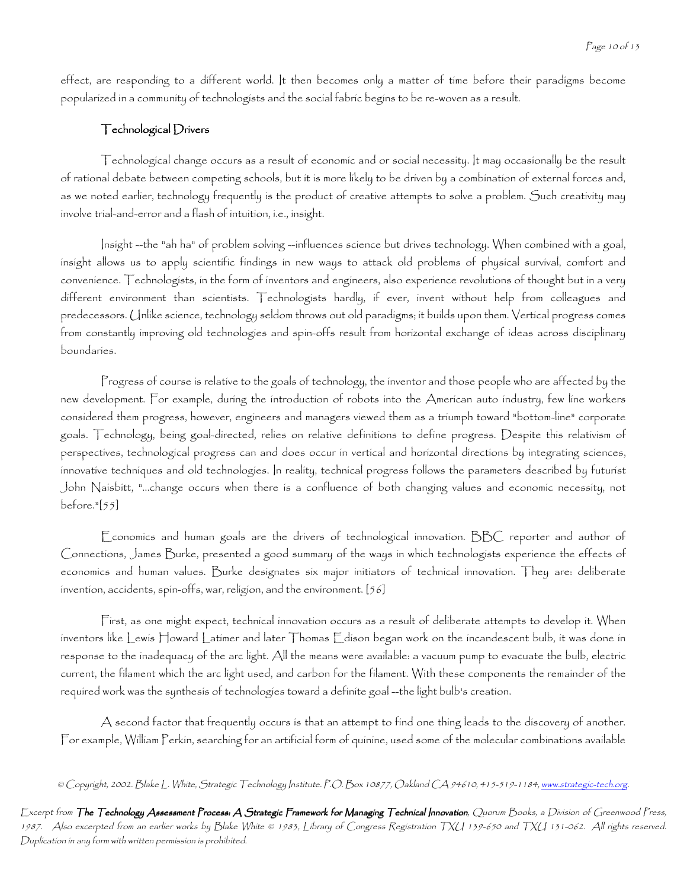effect, are responding to a different world. It then becomes only a matter of time before their paradigms become popularized in a community of technologists and the social fabric begins to be re-woven as a result.

### Technological Drivers

Technological change occurs as a result of economic and or social necessity. It may occasionally be the result of rational debate between competing schools, but it is more likely to be driven by a combination of external forces and, as we noted earlier, technology frequently is the product of creative attempts to solve a problem. Such creativity may involve trial-and-error and a flash of intuition, i.e., insight.

Insight --the "ah ha" of problem solving --influences science but drives technology. When combined with a goal, insight allows us to apply scientific findings in new ways to attack old problems of physical survival, comfort and convenience. Technologists, in the form of inventors and engineers, also experience revolutions of thought but in a very different environment than scientists. Technologists hardly, if ever, invent without help from colleagues and predecessors. Unlike science, technology seldom throws out old paradigms; it builds upon them. Vertical progress comes from constantly improving old technologies and spin-offs result from horizontal exchange of ideas across disciplinary boundaries.

Progress of course is relative to the goals of technology, the inventor and those people who are affected by the new development. For example, during the introduction of robots into the American auto industry, few line workers considered them progress, however, engineers and managers viewed them as a triumph toward "bottom-line" corporate goals. Technology, being goal-directed, relies on relative definitions to define progress. Despite this relativism of perspectives, technological progress can and does occur in vertical and horizontal directions by integrating sciences, innovative techniques and old technologies. In reality, technical progress follows the parameters described by futurist John Naisbitt, "...change occurs when there is a confluence of both changing values and economic necessity, not before."[55]

Economics and human goals are the drivers of technological innovation. BBC reporter and author of Connections, James Burke, presented a good summary of the ways in which technologists experience the effects of economics and human values. Burke designates six major initiators of technical innovation. They are: deliberate invention, accidents, spin-offs, war, religion, and the environment. [56]

First, as one might expect, technical innovation occurs as a result of deliberate attempts to develop it. When inventors like Lewis Howard Latimer and later Thomas Edison began work on the incandescent bulb, it was done in response to the inadequacy of the arc light. All the means were available: a vacuum pump to evacuate the bulb, electric current, the filament which the arc light used, and carbon for the filament. With these components the remainder of the required work was the synthesis of technologies toward a definite goal --the light bulb's creation.

A second factor that frequently occurs is that an attempt to find one thing leads to the discovery of another. For example, William Perkin, searching for an artificial form of quinine, used some of the molecular combinations available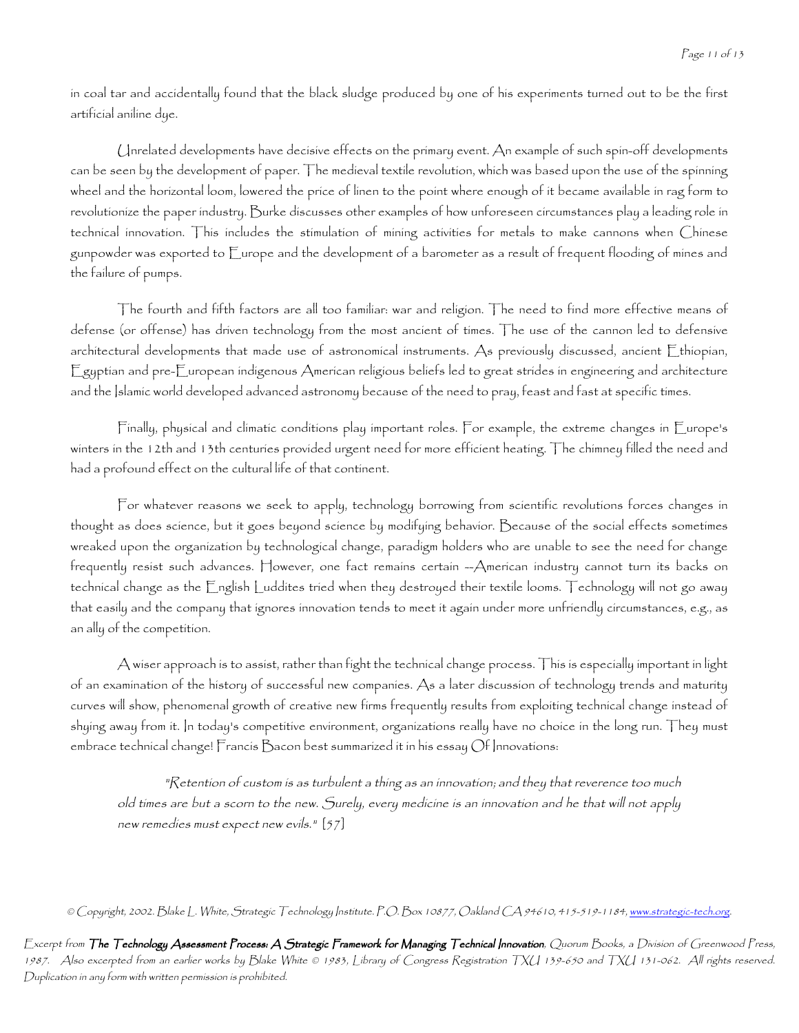in coal tar and accidentally found that the black sludge produced by one of his experiments turned out to be the first artificial aniline dye.

Unrelated developments have decisive effects on the primary event. An example of such spin-off developments can be seen by the development of paper. The medieval textile revolution, which was based upon the use of the spinning wheel and the horizontal loom, lowered the price of linen to the point where enough of it became available in rag form to revolutionize the paper industry. Burke discusses other examples of how unforeseen circumstances play a leading role in technical innovation. This includes the stimulation of mining activities for metals to make cannons when Chinese gunpowder was exported to Europe and the development of a barometer as a result of frequent flooding of mines and the failure of pumps.

The fourth and fifth factors are all too familiar: war and religion. The need to find more effective means of defense (or offense) has driven technology from the most ancient of times. The use of the cannon led to defensive architectural developments that made use of astronomical instruments. As previously discussed, ancient Ethiopian, Egyptian and pre-European indigenous American religious beliefs led to great strides in engineering and architecture and the Islamic world developed advanced astronomy because of the need to pray, feast and fast at specific times.

Finally, physical and climatic conditions play important roles. For example, the extreme changes in Europe's winters in the 12th and 13th centuries provided urgent need for more efficient heating. The chimney filled the need and had a profound effect on the cultural life of that continent.

For whatever reasons we seek to apply, technology borrowing from scientific revolutions forces changes in thought as does science, but it goes beyond science by modifying behavior. Because of the social effects sometimes wreaked upon the organization by technological change, paradigm holders who are unable to see the need for change frequently resist such advances. However, one fact remains certain --American industry cannot turn its backs on technical change as the English Luddites tried when they destroyed their textile looms. Technology will not go away that easily and the company that ignores innovation tends to meet it again under more unfriendly circumstances, e.g., as an ally of the competition.

A wiser approach is to assist, rather than fight the technical change process. This is especially important in light of an examination of the history of successful new companies. As a later discussion of technology trends and maturity curves will show, phenomenal growth of creative new firms frequently results from exploiting technical change instead of shying away from it. In today's competitive environment, organizations really have no choice in the long run. They must embrace technical change! Francis Bacon best summarized it in his essay Of Innovations:

> *"Retention of custom is as turbulent a thing as an innovation; and they that reverence too much old times are but a scorn to the new. Surely, every medicine is an innovation and he that will not apply new remedies must expect new evils."* [57]

*© Copyright, 2002. Blake L. White, Strategic Technology Institute. P.O. Box 10877, Oakland CA 94610, 415-519-1184, www.strategic-tech.org.*

*Excerpt from **The Technology Assessment Process: A Strategic Framework for Managing Technical Innovation**, Quorum Books, a Division of Greenwood Press, 1987. Also excerpted from an earlier works by Blake White © 1983, Library of Congress Registration TXU 139-650 and TXU 131-062. All rights reserved. Duplication in any form with written permission is prohibited.*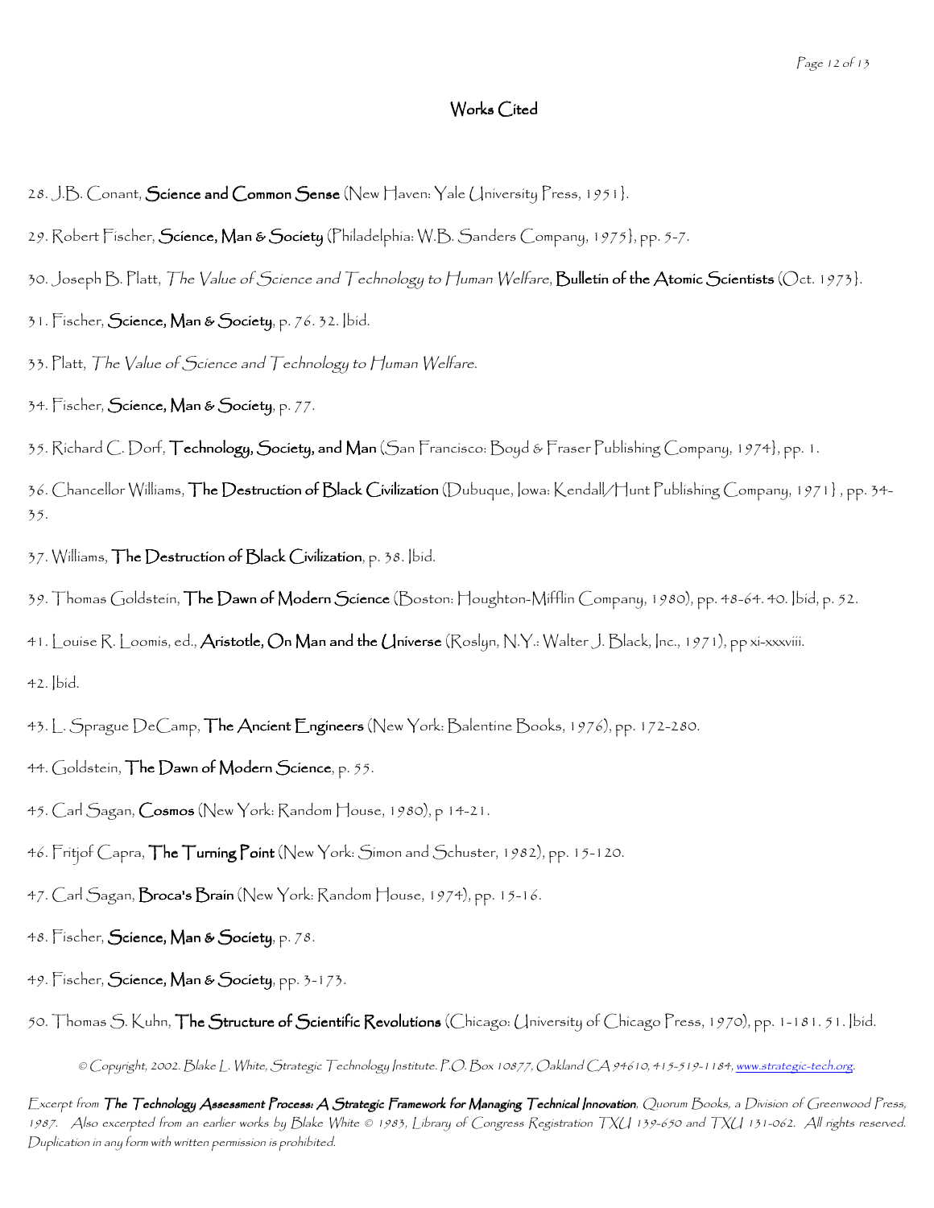## Works Cited

28. J.B. Conant, **Science and Common Sense** (New Haven: Yale University Press, 1951}.

29. Robert Fischer, **Science, Man & Society** (Philadelphia: W.B. Sanders Company, 1975}, pp. 5-7.

30. Joseph B. Platt, *The Value of Science and Technology to Human Welfare*, **Bulletin of the Atomic Scientists** (Oct. 1973}.

31. Fischer, **Science, Man & Society**, p. 76. 32. Ibid.

33. Platt, *The Value of Science and Technology to Human Welfare*.

34. Fischer, **Science, Man & Society**, p. 77.

35. Richard C. Dorf, **Technology, Society, and Man** (San Francisco: Boyd & Fraser Publishing Company, 1974}, pp. 1.

36. Chancellor Williams, **The Destruction of Black Civilization** (Dubuque, Iowa: Kendall/Hunt Publishing Company, 1971} , pp. 34-35.

37. Williams, **The Destruction of Black Civilization**, p. 38. Ibid.

39. Thomas Goldstein, **The Dawn of Modern Science** (Boston: Houghton-Mifflin Company, 1980), pp. 48-64. 40. Ibid, p. 52.

41. Louise R. Loomis, ed., **Aristotle, On Man and the Universe** (Roslyn, N.Y.: Walter J. Black, Inc., 1971), pp xi-xxxviii.

42. Ibid.

43. L. Sprague DeCamp, **The Ancient Engineers** (New York: Balentine Books, 1976), pp. 172-280.

44. Goldstein, **The Dawn of Modern Science**, p. 55.

45. Carl Sagan, **Cosmos** (New York: Random House, 1980), p 14-21.

46. Fritjof Capra, **The Turning Point** (New York: Simon and Schuster, 1982), pp. 15-120.

47. Carl Sagan, **Broca's Brain** (New York: Random House, 1974), pp. 15-16.

48. Fischer, **Science, Man & Society**, p. 78.

49. Fischer, **Science, Man & Society**, pp. 3-173.

50. Thomas S. Kuhn, **The Structure of Scientific Revolutions** (Chicago: University of Chicago Press, 1970), pp. 1-181. 51. Ibid.

*© Copyright, 2002. Blake L. White, Strategic Technology Institute. P.O. Box 10877, Oakland CA 94610, 415-519-1184, www.strategic-tech.org.*

*Excerpt from **The Technology Assessment Process: A Strategic Framework for Managing Technical Innovation**, Quorum Books, a Division of Greenwood Press, 1987. Also excerpted from an earlier works by Blake White © 1983, Library of Congress Registration TXU 139-650 and TXU 131-062. All rights reserved. Duplication in any form with written permission is prohibited.*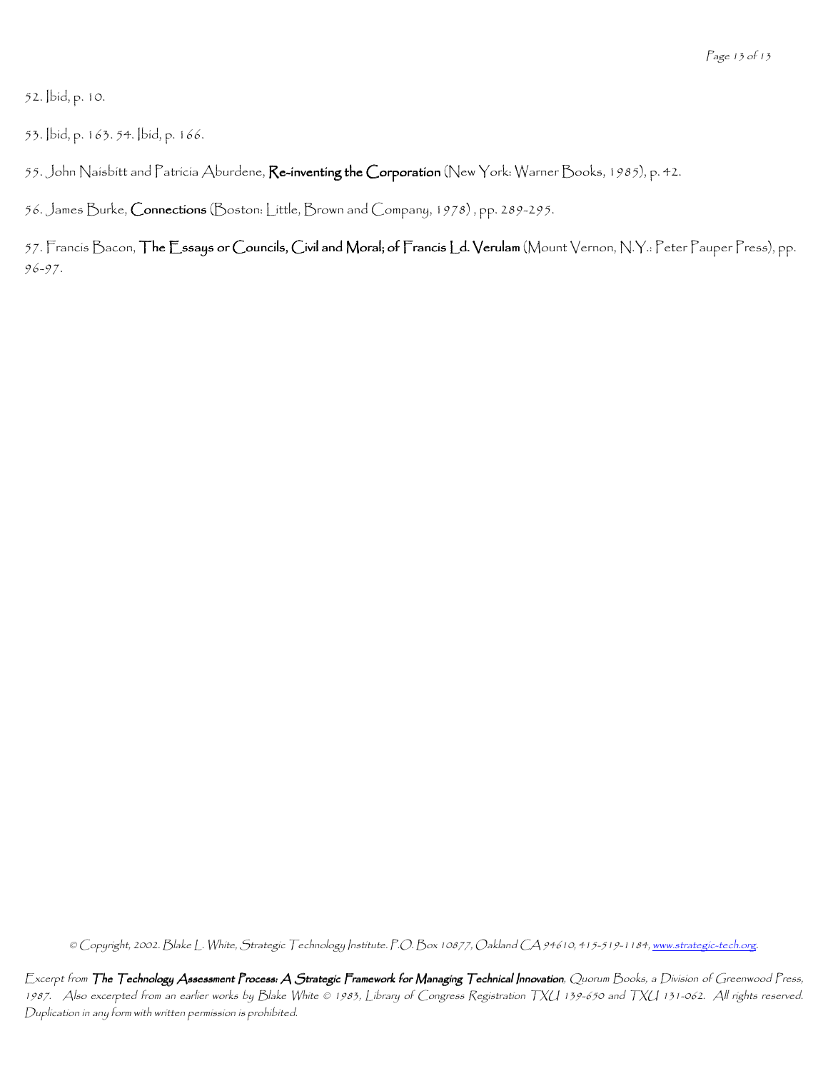52. Ibid, p. 10.

53. Ibid, p. 163. 54. Ibid, p. 166.

55. John Naisbitt and Patricia Aburdene, **Re-inventing the Corporation** (New York: Warner Books, 1985), p. 42.

56. James Burke, **Connections** (Boston: Little, Brown and Company, 1978) , pp. 289-295.

57. Francis Bacon, **The Essays or Councils, Civil and Moral; of Francis Ld. Verulam** (Mount Vernon, N.Y.: Peter Pauper Press), pp. 96-97.

*© Copyright, 2002. Blake L. White, Strategic Technology Institute. P.O. Box 10877, Oakland CA 94610, 415-519-1184, www.strategic-tech.org.*

*Excerpt from* ***The Technology Assessment Process: A Strategic Framework for Managing Technical Innovation****, Quorum Books, a Division of Greenwood Press, 1987. Also excerpted from an earlier works by Blake White © 1983, Library of Congress Registration TXU 139-650 and TXU 131-062. All rights reserved. Duplication in any form with written permission is prohibited.*